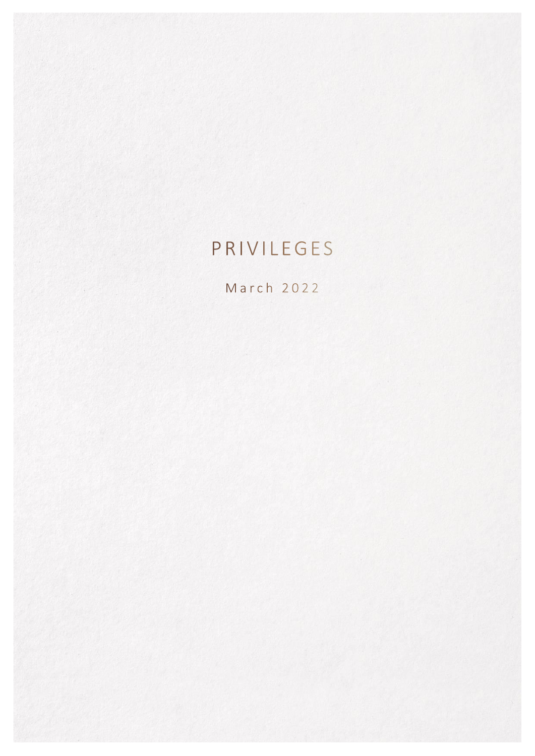# PRIVILEGES

March 2022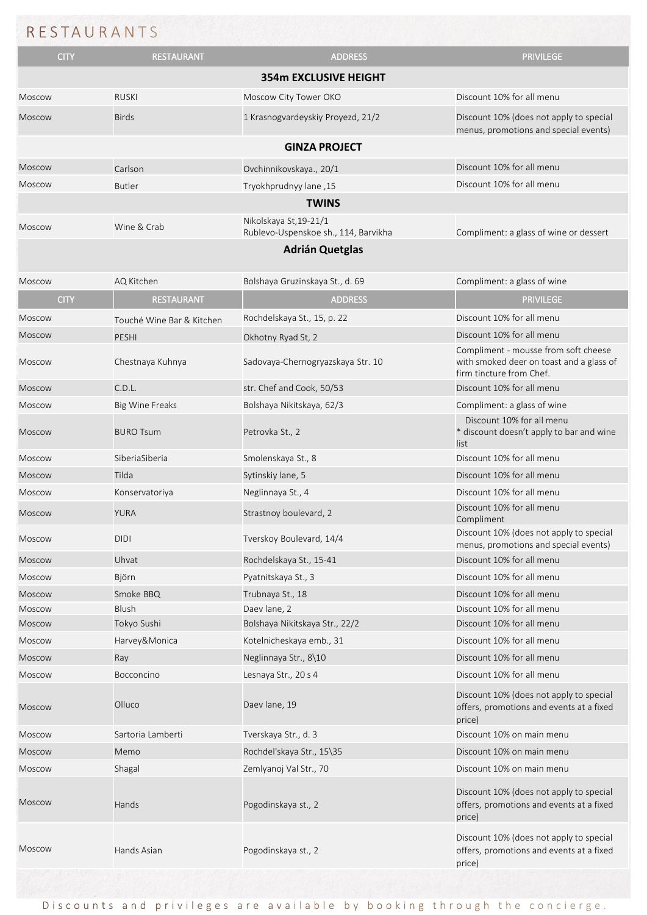# RESTAURANTS

| CITY | RESTAURANT | ADDRESS | PRIVILEGE |
|---|---|---|---|
| **354m EXCLUSIVE HEIGHT** | | | |
| Moscow | RUSKI | Moscow City Tower OKO | Discount 10% for all menu |
| Moscow | Birds | 1 Krasnogvardeyskiy Proyezd, 21/2 | Discount 10% (does not apply to special menus, promotions and special events) |
| **GINZA PROJECT** | | | |
| Moscow | Carlson | Ovchinnikovskaya., 20/1 | Discount 10% for all menu |
| Moscow | Butler | Tryokhprudnyy lane ,15 | Discount 10% for all menu |
| **TWINS** | | | |
| Moscow | Wine & Crab | Nikolskaya St,19-21/1<br>Rublevo-Uspenskoe sh., 114, Barvikha | Compliment: a glass of wine or dessert |
| **Adrián Quetglas** | | | |
| Moscow | AQ Kitchen | Bolshaya Gruzinskaya St., d. 69 | Compliment: a glass of wine |

| CITY | RESTAURANT | ADDRESS | PRIVILEGE |
|---|---|---|---|
| Moscow | Touché Wine Bar & Kitchen | Rochdelskaya St., 15, p. 22 | Discount 10% for all menu |
| Moscow | PESHI | Okhotny Ryad St, 2 | Discount 10% for all menu |
| Moscow | Chestnaya Kuhnya | Sadovaya-Chernogryazskaya Str. 10 | Compliment - mousse from soft cheese with smoked deer on toast and a glass of firm tincture from Chef. |
| Moscow | C.D.L. | str. Chef and Cook, 50/53 | Discount 10% for all menu |
| Moscow | Big Wine Freaks | Bolshaya Nikitskaya, 62/3 | Compliment: a glass of wine |
| Moscow | BURO Tsum | Petrovka St., 2 | Discount 10% for all menu<br>* discount doesn't apply to bar and wine list |
| Moscow | SiberiaSiberia | Smolenskaya St., 8 | Discount 10% for all menu |
| Moscow | Tilda | Sytinskiy lane, 5 | Discount 10% for all menu |
| Moscow | Konservatoriya | Neglinnaya St., 4 | Discount 10% for all menu |
| Moscow | YURA | Strastnoy boulevard, 2 | Discount 10% for all menu<br>Compliment |
| Moscow | DIDI | Tverskoy Boulevard, 14/4 | Discount 10% (does not apply to special menus, promotions and special events) |
| Moscow | Uhvat | Rochdelskaya St., 15-41 | Discount 10% for all menu |
| Moscow | Björn | Pyatnitskaya St., 3 | Discount 10% for all menu |
| Moscow | Smoke BBQ | Trubnaya St., 18 | Discount 10% for all menu |
| Moscow | Blush | Daev lane, 2 | Discount 10% for all menu |
| Moscow | Tokyo Sushi | Bolshaya Nikitskaya Str., 22/2 | Discount 10% for all menu |
| Moscow | Harvey&Monica | Kotelnicheskaya emb., 31 | Discount 10% for all menu |
| Moscow | Ray | Neglinnaya Str., 8\10 | Discount 10% for all menu |
| Moscow | Bocconcino | Lesnaya Str., 20 s 4 | Discount 10% for all menu |
| Moscow | Olluco | Daev lane, 19 | Discount 10% (does not apply to special offers, promotions and events at a fixed price) |
| Moscow | Sartoria Lamberti | Tverskaya Str., d. 3 | Discount 10% on main menu |
| Moscow | Memo | Rochdel'skaya Str., 15\35 | Discount 10% on main menu |
| Moscow | Shagal | Zemlyanoj Val Str., 70 | Discount 10% on main menu |
| Moscow | Hands | Pogodinskaya st., 2 | Discount 10% (does not apply to special offers, promotions and events at a fixed price) |
| Moscow | Hands Asian | Pogodinskaya st., 2 | Discount 10% (does not apply to special offers, promotions and events at a fixed price) |

Discounts and privileges are available by booking through the concierge.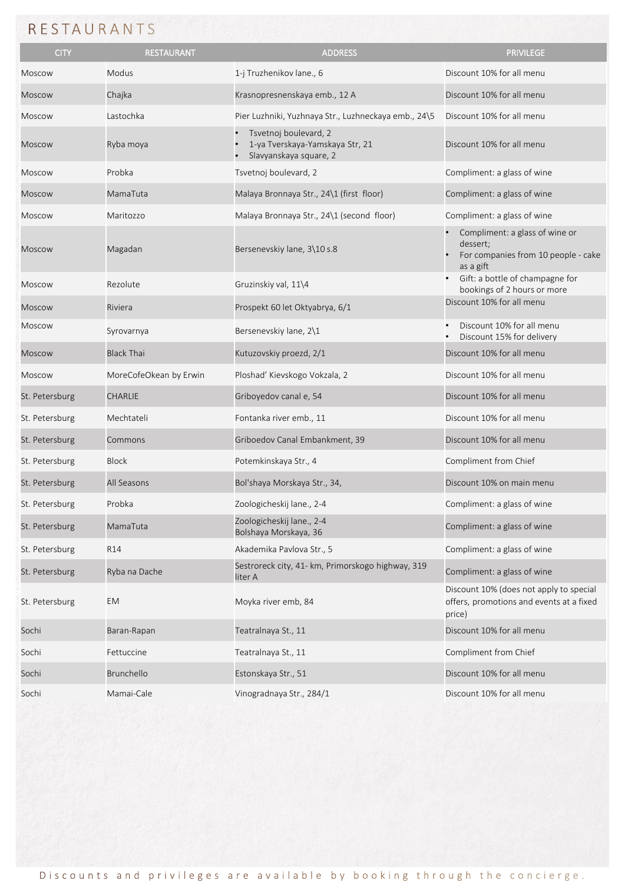# RESTAURANTS

| CITY | RESTAURANT | ADDRESS | PRIVILEGE |
|---|---|---|---|
| Moscow | Modus | 1-j Truzhenikov lane., 6 | Discount 10% for all menu |
| Moscow | Chajka | Krasnopresnenskaya emb., 12 A | Discount 10% for all menu |
| Moscow | Lastochka | Pier Luzhniki, Yuzhnaya Str., Luzhneckaya emb., 24\5 | Discount 10% for all menu |
| Moscow | Ryba moya | • Tsvetnoj boulevard, 2<br>• 1-ya Tverskaya-Yamskaya Str, 21<br>• Slavyanskaya square, 2 | Discount 10% for all menu |
| Moscow | Probka | Tsvetnoj boulevard, 2 | Compliment: a glass of wine |
| Moscow | MamaTuta | Malaya Bronnaya Str., 24\1 (first floor) | Compliment: a glass of wine |
| Moscow | Maritozzo | Malaya Bronnaya Str., 24\1 (second floor) | Compliment: a glass of wine |
| Moscow | Magadan | Bersenevskiy lane, 3\10 s.8 | • Compliment: a glass of wine or dessert;<br>• For companies from 10 people - cake as a gift |
| Moscow | Rezolute | Gruzinskiy val, 11\4 | • Gift: a bottle of champagne for bookings of 2 hours or more |
| Moscow | Riviera | Prospekt 60 let Oktyabrya, 6/1 | Discount 10% for all menu |
| Moscow | Syrovarnya | Bersenevskiy lane, 2\1 | • Discount 10% for all menu<br>• Discount 15% for delivery |
| Moscow | Black Thai | Kutuzovskiy proezd, 2/1 | Discount 10% for all menu |
| Moscow | MoreCofeOkean by Erwin | Ploshad' Kievskogo Vokzala, 2 | Discount 10% for all menu |
| St. Petersburg | CHARLIE | Griboyedov canal e, 54 | Discount 10% for all menu |
| St. Petersburg | Mechtateli | Fontanka river emb., 11 | Discount 10% for all menu |
| St. Petersburg | Commons | Griboedov Canal Embankment, 39 | Discount 10% for all menu |
| St. Petersburg | Block | Potemkinskaya Str., 4 | Compliment from Chief |
| St. Petersburg | All Seasons | Bol'shaya Morskaya Str., 34, | Discount 10% on main menu |
| St. Petersburg | Probka | Zoologicheskij lane., 2-4 | Compliment: a glass of wine |
| St. Petersburg | MamaTuta | Zoologicheskij lane., 2-4<br>Bolshaya Morskaya, 36 | Compliment: a glass of wine |
| St. Petersburg | R14 | Akademika Pavlova Str., 5 | Compliment: a glass of wine |
| St. Petersburg | Ryba na Dache | Sestroreck city, 41- km, Primorskogo highway, 319 liter A | Compliment: a glass of wine |
| St. Petersburg | EM | Moyka river emb, 84 | Discount 10% (does not apply to special offers, promotions and events at a fixed price) |
| Sochi | Baran-Rapan | Teatralnaya St., 11 | Discount 10% for all menu |
| Sochi | Fettuccine | Teatralnaya St., 11 | Compliment from Chief |
| Sochi | Brunchello | Estonskaya Str., 51 | Discount 10% for all menu |
| Sochi | Mamai-Cale | Vinogradnaya Str., 284/1 | Discount 10% for all menu |

Discounts and privileges are available by booking through the concierge.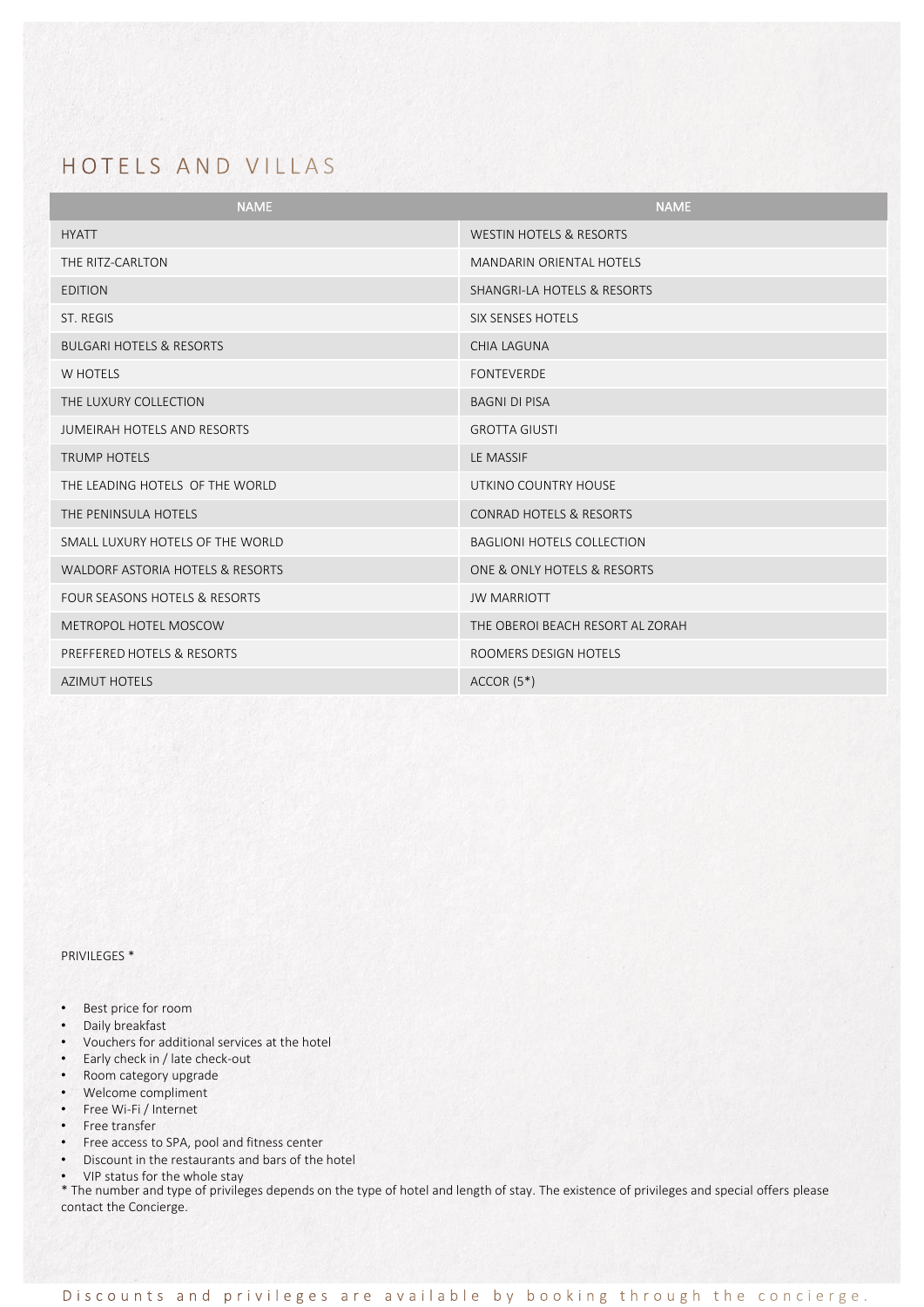# HOTELS AND VILLAS

| NAME | NAME |
| --- | --- |
| HYATT | WESTIN HOTELS & RESORTS |
| THE RITZ-CARLTON | MANDARIN ORIENTAL HOTELS |
| EDITION | SHANGRI-LA HOTELS & RESORTS |
| ST. REGIS | SIX SENSES HOTELS |
| BULGARI HOTELS & RESORTS | CHIA LAGUNA |
| W HOTELS | FONTEVERDE |
| THE LUXURY COLLECTION | BAGNI DI PISA |
| JUMEIRAH HOTELS AND RESORTS | GROTTA GIUSTI |
| TRUMP HOTELS | LE MASSIF |
| THE LEADING HOTELS OF THE WORLD | UTKINO COUNTRY HOUSE |
| THE PENINSULA HOTELS | CONRAD HOTELS & RESORTS |
| SMALL LUXURY HOTELS OF THE WORLD | BAGLIONI HOTELS COLLECTION |
| WALDORF ASTORIA HOTELS & RESORTS | ONE & ONLY HOTELS & RESORTS |
| FOUR SEASONS HOTELS & RESORTS | JW MARRIOTT |
| METROPOL HOTEL MOSCOW | THE OBEROI BEACH RESORT AL ZORAH |
| PREFFERED HOTELS & RESORTS | ROOMERS DESIGN HOTELS |
| AZIMUT HOTELS | ACCOR (5*) |

PRIVILEGES *

- Best price for room
- Daily breakfast
- Vouchers for additional services at the hotel
- Early check in / late check-out
- Room category upgrade
- Welcome compliment
- Free Wi-Fi / Internet
- Free transfer
- Free access to SPA, pool and fitness center
- Discount in the restaurants and bars of the hotel
- VIP status for the whole stay

* The number and type of privileges depends on the type of hotel and length of stay. The existence of privileges and special offers please contact the Concierge.

Discounts and privileges are available by booking through the concierge.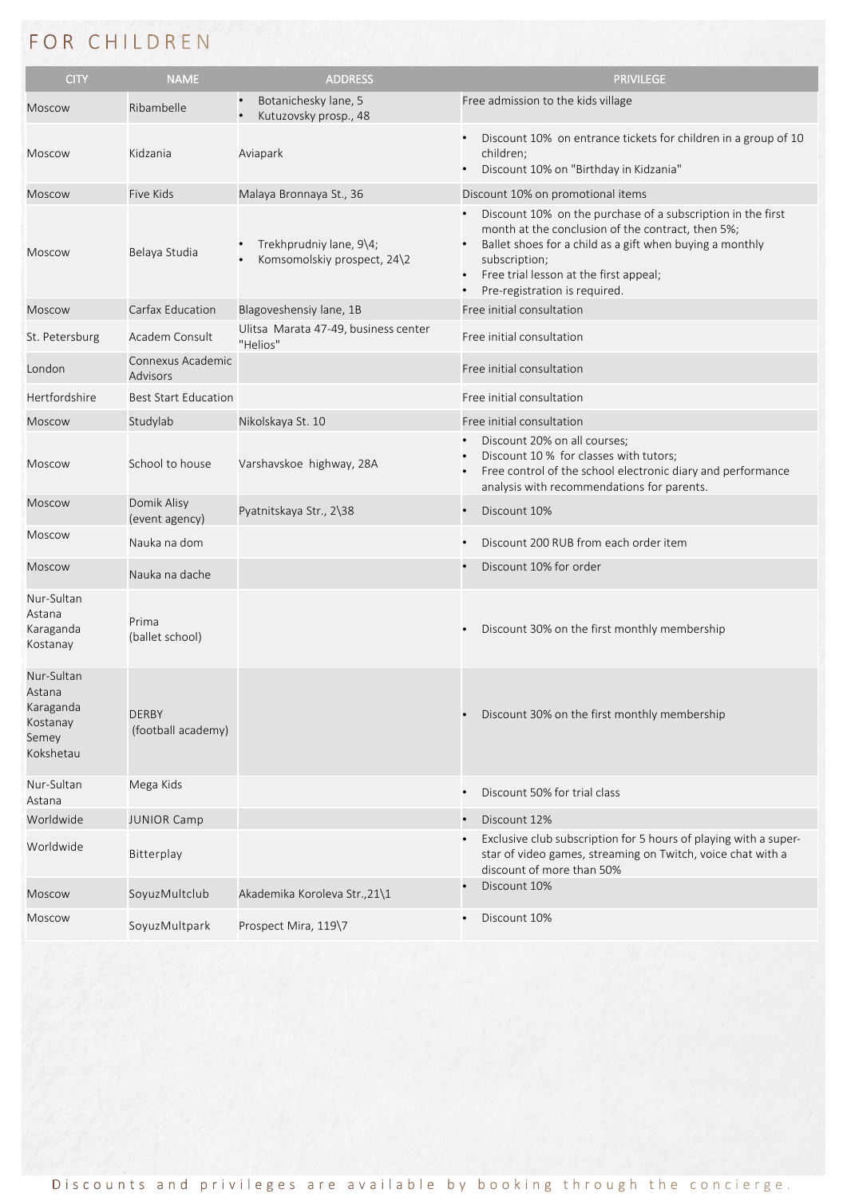# FOR CHILDREN

| CITY | NAME | ADDRESS | PRIVILEGE |
|---|---|---|---|
| Moscow | Ribambelle | • Botanichesky lane, 5<br>• Kutuzovsky prosp., 48 | Free admission to the kids village |
| Moscow | Kidzania | Aviapark | • Discount 10% on entrance tickets for children in a group of 10 children;<br>• Discount 10% on "Birthday in Kidzania" |
| Moscow | Five Kids | Malaya Bronnaya St., 36 | Discount 10% on promotional items |
| Moscow | Belaya Studia | • Trekhprudniy lane, 9\4;<br>• Komsomolskiy prospect, 24\2 | • Discount 10% on the purchase of a subscription in the first month at the conclusion of the contract, then 5%;<br>• Ballet shoes for a child as a gift when buying a monthly subscription;<br>• Free trial lesson at the first appeal;<br>• Pre-registration is required. |
| Moscow | Carfax Education | Blagoveshensiy lane, 1B | Free initial consultation |
| St. Petersburg | Academ Consult | Ulitsa Marata 47-49, business center "Helios" | Free initial consultation |
| London | Connexus Academic Advisors | | Free initial consultation |
| Hertfordshire | Best Start Education | | Free initial consultation |
| Moscow | Studylab | Nikolskaya St. 10 | Free initial consultation |
| Moscow | School to house | Varshavskoe highway, 28A | • Discount 20% on all courses;<br>• Discount 10 % for classes with tutors;<br>• Free control of the school electronic diary and performance analysis with recommendations for parents. |
| Moscow | Domik Alisy (event agency) | Pyatnitskaya Str., 2\38 | • Discount 10% |
| Moscow | Nauka na dom | | • Discount 200 RUB from each order item |
| Moscow | Nauka na dache | | • Discount 10% for order |
| Nur-Sultan<br>Astana<br>Karaganda<br>Kostanay | Prima (ballet school) | | • Discount 30% on the first monthly membership |
| Nur-Sultan<br>Astana<br>Karaganda<br>Kostanay<br>Semey<br>Kokshetau | DERBY (football academy) | | • Discount 30% on the first monthly membership |
| Nur-Sultan<br>Astana | Mega Kids | | • Discount 50% for trial class |
| Worldwide | JUNIOR Camp | | • Discount 12% |
| Worldwide | Bitterplay | | • Exclusive club subscription for 5 hours of playing with a super-star of video games, streaming on Twitch, voice chat with a discount of more than 50% |
| Moscow | SoyuzMultclub | Akademika Koroleva Str.,21\1 | • Discount 10% |
| Moscow | SoyuzMultpark | Prospect Mira, 119\7 | • Discount 10% |

Discounts and privileges are available by booking through the concierge.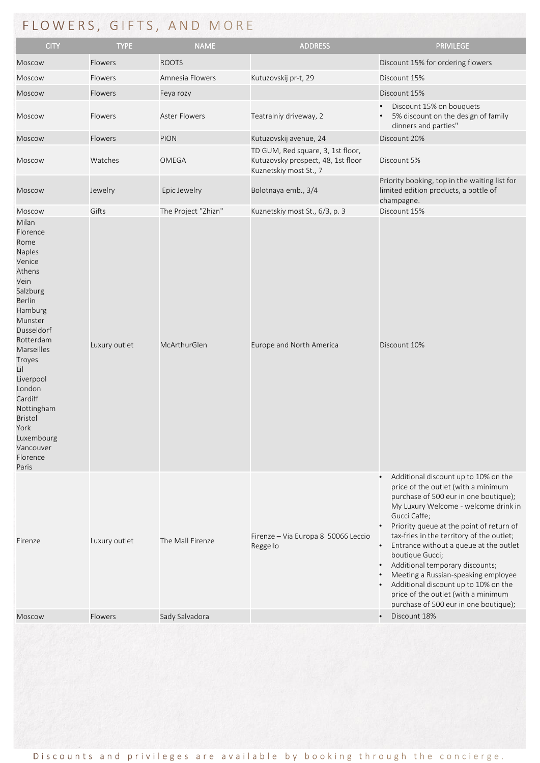# FLOWERS, GIFTS, AND MORE

| CITY | TYPE | NAME | ADDRESS | PRIVILEGE |
|---|---|---|---|---|
| Moscow | Flowers | ROOTS | | Discount 15% for ordering flowers |
| Moscow | Flowers | Amnesia Flowers | Kutuzovskij pr-t, 29 | Discount 15% |
| Moscow | Flowers | Feya rozy | | Discount 15% |
| Moscow | Flowers | Aster Flowers | Teatralniy driveway, 2 | • Discount 15% on bouquets<br>• 5% discount on the design of family dinners and parties" |
| Moscow | Flowers | PION | Kutuzovskij avenue, 24 | Discount 20% |
| Moscow | Watches | OMEGA | TD GUM, Red square, 3, 1st floor, Kutuzovsky prospect, 48, 1st floor Kuznetskiy most St., 7 | Discount 5% |
| Moscow | Jewelry | Epic Jewelry | Bolotnaya emb., 3/4 | Priority booking, top in the waiting list for limited edition products, a bottle of champagne. |
| Moscow | Gifts | The Project "Zhizn" | Kuznetskiy most St., 6/3, p. 3 | Discount 15% |
| Milan<br>Florence<br>Rome<br>Naples<br>Venice<br>Athens<br>Vein<br>Salzburg<br>Berlin<br>Hamburg<br>Munster<br>Dusseldorf<br>Rotterdam<br>Marseilles<br>Troyes<br>Lil<br>Liverpool<br>London<br>Cardiff<br>Nottingham<br>Bristol<br>York<br>Luxembourg<br>Vancouver<br>Florence<br>Paris | Luxury outlet | McArthurGlen | Europe and North America | Discount 10% |
| Firenze | Luxury outlet | The Mall Firenze | Firenze – Via Europa 8 50066 Leccio Reggello | • Additional discount up to 10% on the price of the outlet (with a minimum purchase of 500 eur in one boutique); My Luxury Welcome - welcome drink in Gucci Caffe;<br>• Priority queue at the point of return of tax-fries in the territory of the outlet;<br>• Entrance without a queue at the outlet boutique Gucci;<br>• Additional temporary discounts;<br>• Meeting a Russian-speaking employee<br>• Additional discount up to 10% on the price of the outlet (with a minimum purchase of 500 eur in one boutique); |
| Moscow | Flowers | Sady Salvadora | | • Discount 18% |

Discounts and privileges are available by booking through the concierge.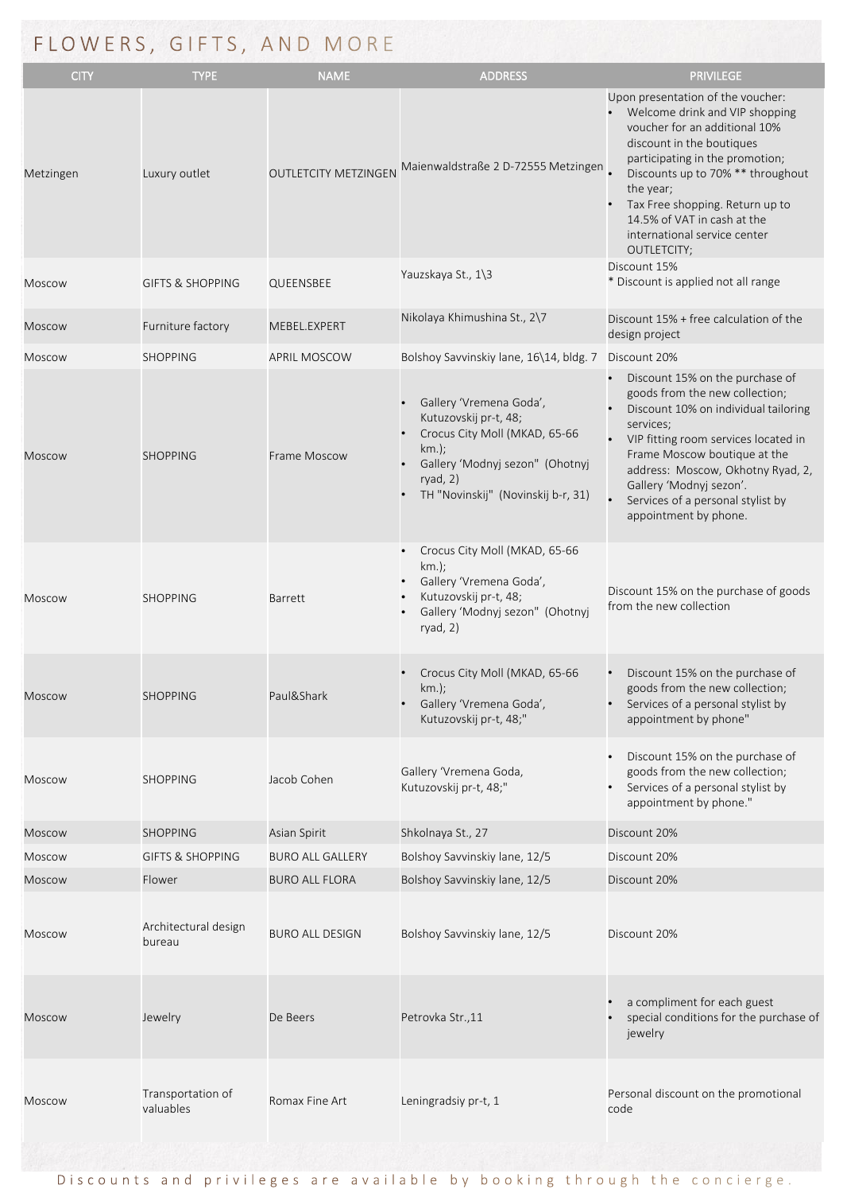# FLOWERS, GIFTS, AND MORE

| CITY | TYPE | NAME | ADDRESS | PRIVILEGE |
|---|---|---|---|---|
| Metzingen | Luxury outlet | OUTLETCITY METZINGEN | Maienwaldstraße 2 D-72555 Metzingen | Upon presentation of the voucher: <br>• Welcome drink and VIP shopping voucher for an additional 10% discount in the boutiques participating in the promotion; <br>• Discounts up to 70% ** throughout the year; <br>• Tax Free shopping. Return up to 14.5% of VAT in cash at the international service center OUTLETCITY; |
| Moscow | GIFTS & SHOPPING | QUEENSBEE | Yauzskaya St., 1\3 | Discount 15% <br>* Discount is applied not all range |
| Moscow | Furniture factory | MEBEL.EXPERT | Nikolaya Khimushina St., 2\7 | Discount 15% + free calculation of the design project |
| Moscow | SHOPPING | APRIL MOSCOW | Bolshoy Savvinskiy lane, 16\14, bldg. 7 | Discount 20% |
| Moscow | SHOPPING | Frame Moscow | • Gallery 'Vremena Goda', Kutuzovskij pr-t, 48; <br>• Crocus City Moll (MKAD, 65-66 km.); <br>• Gallery 'Modnyj sezon" (Ohotnyj ryad, 2) <br>• TH "Novinskij" (Novinskij b-r, 31) | • Discount 15% on the purchase of goods from the new collection; <br>• Discount 10% on individual tailoring services; <br>• VIP fitting room services located in Frame Moscow boutique at the address: Moscow, Okhotny Ryad, 2, Gallery 'Modnyj sezon'. <br>• Services of a personal stylist by appointment by phone. |
| Moscow | SHOPPING | Barrett | • Crocus City Moll (MKAD, 65-66 km.); <br>• Gallery 'Vremena Goda', <br>• Kutuzovskij pr-t, 48; <br>• Gallery 'Modnyj sezon" (Ohotnyj ryad, 2) | Discount 15% on the purchase of goods from the new collection |
| Moscow | SHOPPING | Paul&Shark | • Crocus City Moll (MKAD, 65-66 km.); <br>• Gallery 'Vremena Goda', Kutuzovskij pr-t, 48;" | • Discount 15% on the purchase of goods from the new collection; <br>• Services of a personal stylist by appointment by phone" |
| Moscow | SHOPPING | Jacob Cohen | Gallery 'Vremena Goda, Kutuzovskij pr-t, 48;" | • Discount 15% on the purchase of goods from the new collection; <br>• Services of a personal stylist by appointment by phone." |
| Moscow | SHOPPING | Asian Spirit | Shkolnaya St., 27 | Discount 20% |
| Moscow | GIFTS & SHOPPING | BURO ALL GALLERY | Bolshoy Savvinskiy lane, 12/5 | Discount 20% |
| Moscow | Flower | BURO ALL FLORA | Bolshoy Savvinskiy lane, 12/5 | Discount 20% |
| Moscow | Architectural design bureau | BURO ALL DESIGN | Bolshoy Savvinskiy lane, 12/5 | Discount 20% |
| Moscow | Jewelry | De Beers | Petrovka Str.,11 | • a compliment for each guest <br>• special conditions for the purchase of jewelry |
| Moscow | Transportation of valuables | Romax Fine Art | Leningradsiy pr-t, 1 | Personal discount on the promotional code |

Discounts and privileges are available by booking through the concierge.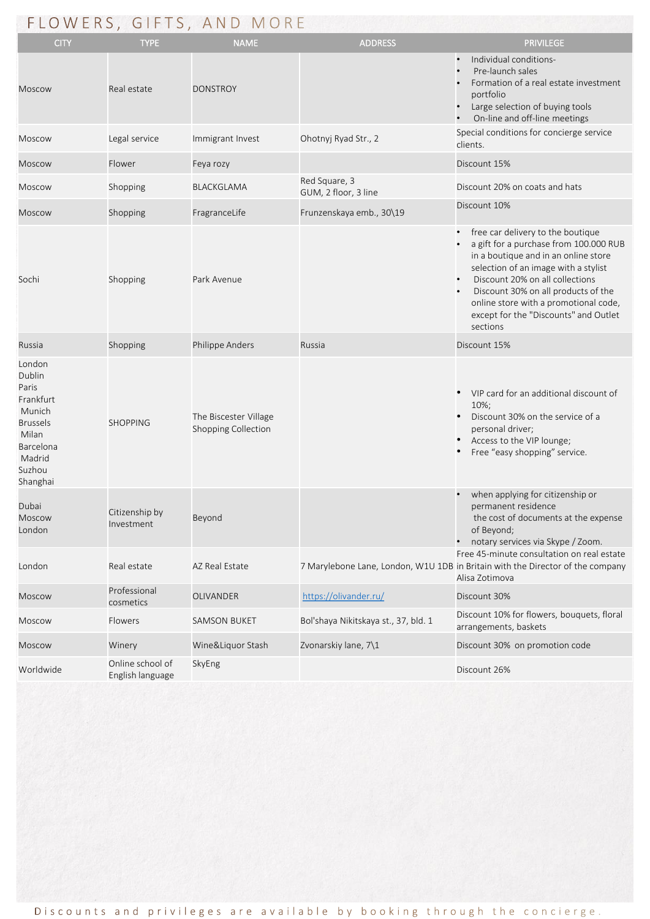# FLOWERS, GIFTS, AND MORE

| CITY | TYPE | NAME | ADDRESS | PRIVILEGE |
|---|---|---|---|---|
| Moscow | Real estate | DONSTROY | | • Individual conditions- <br>• Pre-launch sales <br>• Formation of a real estate investment portfolio <br>• Large selection of buying tools <br>• On-line and off-line meetings |
| Moscow | Legal service | Immigrant Invest | Ohotnyj Ryad Str., 2 | Special conditions for concierge service clients. |
| Moscow | Flower | Feya rozy | | Discount 15% |
| Moscow | Shopping | BLACKGLAMA | Red Square, 3 <br>GUM, 2 floor, 3 line | Discount 20% on coats and hats |
| Moscow | Shopping | FragranceLife | Frunzenskaya emb., 30\19 | Discount 10% |
| Sochi | Shopping | Park Avenue | | • free car delivery to the boutique <br>• a gift for a purchase from 100.000 RUB in a boutique and in an online store selection of an image with a stylist <br>• Discount 20% on all collections <br>• Discount 30% on all products of the online store with a promotional code, except for the "Discounts" and Outlet sections |
| Russia | Shopping | Philippe Anders | Russia | Discount 15% |
| London <br>Dublin <br>Paris <br>Frankfurt <br>Munich <br>Brussels <br>Milan <br>Barcelona <br>Madrid <br>Suzhou <br>Shanghai | SHOPPING | The Biscester Village Shopping Collection | | • VIP card for an additional discount of 10%; <br>• Discount 30% on the service of a personal driver; <br>• Access to the VIP lounge; <br>• Free "easy shopping" service. |
| Dubai <br>Moscow <br>London | Citizenship by Investment | Beyond | | • when applying for citizenship or permanent residence the cost of documents at the expense of Beyond; <br>• notary services via Skype / Zoom. |
| London | Real estate | AZ Real Estate | 7 Marylebone Lane, London, W1U 1DB | Free 45-minute consultation on real estate in Britain with the Director of the company Alisa Zotimova |
| Moscow | Professional cosmetics | OLIVANDER | https://olivander.ru/ | Discount 30% |
| Moscow | Flowers | SAMSON BUKET | Bol'shaya Nikitskaya st., 37, bld. 1 | Discount 10% for flowers, bouquets, floral arrangements, baskets |
| Moscow | Winery | Wine&Liquor Stash | Zvonarskiy lane, 7\1 | Discount 30% on promotion code |
| Worldwide | Online school of English language | SkyEng | | Discount 26% |

Discounts and privileges are available by booking through the concierge.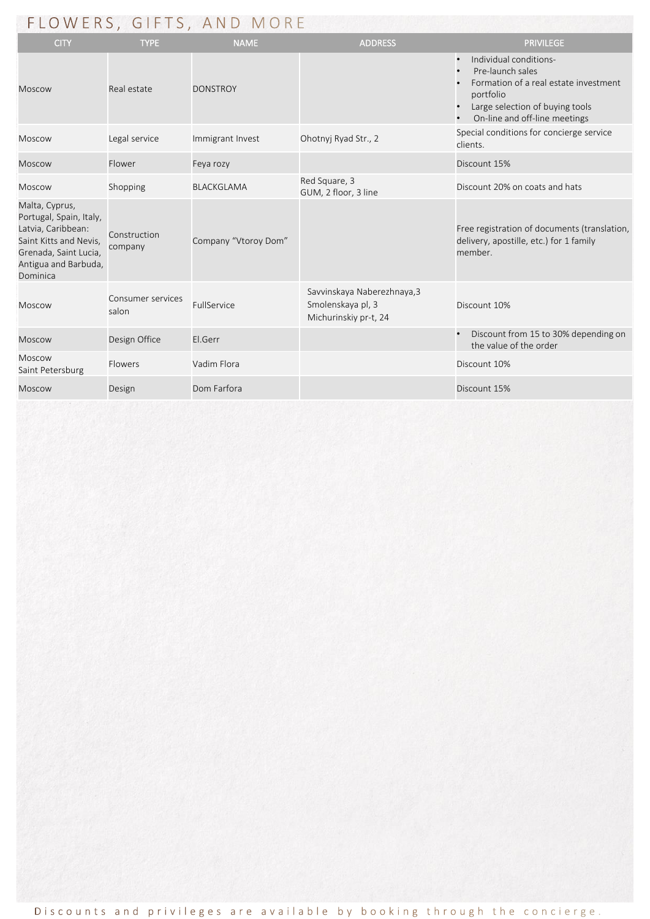# FLOWERS, GIFTS, AND MORE

| CITY | TYPE | NAME | ADDRESS | PRIVILEGE |
|---|---|---|---|---|
| Moscow | Real estate | DONSTROY | | • Individual conditions-<br>• Pre-launch sales<br>• Formation of a real estate investment portfolio<br>• Large selection of buying tools<br>• On-line and off-line meetings |
| Moscow | Legal service | Immigrant Invest | Ohotnyj Ryad Str., 2 | Special conditions for concierge service clients. |
| Moscow | Flower | Feya rozy | | Discount 15% |
| Moscow | Shopping | BLACKGLAMA | Red Square, 3<br>GUM, 2 floor, 3 line | Discount 20% on coats and hats |
| Malta, Cyprus, Portugal, Spain, Italy, Latvia, Caribbean: Saint Kitts and Nevis, Grenada, Saint Lucia, Antigua and Barbuda, Dominica | Construction company | Company "Vtoroy Dom" | | Free registration of documents (translation, delivery, apostille, etc.) for 1 family member. |
| Moscow | Consumer services salon | FullService | Savvinskaya Naberezhnaya,3<br>Smolenskaya pl, 3<br>Michurinskiy pr-t, 24 | Discount 10% |
| Moscow | Design Office | El.Gerr | | • Discount from 15 to 30% depending on the value of the order |
| Moscow<br>Saint Petersburg | Flowers | Vadim Flora | | Discount 10% |
| Moscow | Design | Dom Farfora | | Discount 15% |

Discounts and privileges are available by booking through the concierge.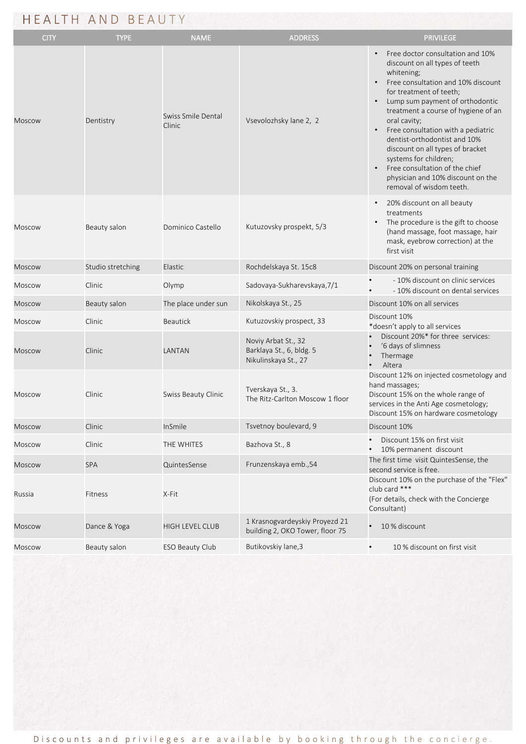# HEALTH AND BEAUTY

| CITY | TYPE | NAME | ADDRESS | PRIVILEGE |
|---|---|---|---|---|
| Moscow | Dentistry | Swiss Smile Dental Clinic | Vsevolozhsky lane 2, 2 | • Free doctor consultation and 10% discount on all types of teeth whitening;<br>• Free consultation and 10% discount for treatment of teeth;<br>• Lump sum payment of orthodontic treatment a course of hygiene of an oral cavity;<br>• Free consultation with a pediatric dentist-orthodontist and 10% discount on all types of bracket systems for children;<br>• Free consultation of the chief physician and 10% discount on the removal of wisdom teeth. |
| Moscow | Beauty salon | Dominico Castello | Kutuzovsky prospekt, 5/3 | • 20% discount on all beauty treatments<br>• The procedure is the gift to choose (hand massage, foot massage, hair mask, eyebrow correction) at the first visit |
| Moscow | Studio stretching | Elastic | Rochdelskaya St. 15c8 | Discount 20% on personal training |
| Moscow | Clinic | Olymp | Sadovaya-Sukharevskaya,7/1 | • - 10% discount on clinic services<br>• - 10% discount on dental services |
| Moscow | Beauty salon | The place under sun | Nikolskaya St., 25 | Discount 10% on all services |
| Moscow | Clinic | Beautick | Kutuzovskiy prospect, 33 | Discount 10%<br>*doesn't apply to all services |
| Moscow | Clinic | LANTAN | Noviy Arbat St., 32<br>Barklaya St., 6, bldg. 5<br>Nikulinskaya St., 27 | • Discount 20%* for three services:<br>• '6 days of slimness<br>• Thermage<br>• Altera |
| Moscow | Clinic | Swiss Beauty Clinic | Tverskaya St., 3.<br>The Ritz-Carlton Moscow 1 floor | Discount 12% on injected cosmetology and hand massages;<br>Discount 15% on the whole range of services in the Anti Age cosmetology;<br>Discount 15% on hardware cosmetology |
| Moscow | Clinic | InSmile | Tsvetnoy boulevard, 9 | Discount 10% |
| Moscow | Clinic | THE WHITES | Bazhova St., 8 | • Discount 15% on first visit<br>• 10% permanent discount |
| Moscow | SPA | QuintesSense | Frunzenskaya emb.,54 | The first time visit QuintesSense, the second service is free. |
| Russia | Fitness | X-Fit | | Discount 10% on the purchase of the "Flex" club card ***<br>(For details, check with the Concierge Consultant) |
| Moscow | Dance & Yoga | HIGH LEVEL CLUB | 1 Krasnogvardeyskiy Proyezd 21 building 2, OKO Tower, floor 75 | • 10 % discount |
| Moscow | Beauty salon | ESO Beauty Club | Butikovskiy lane,3 | • 10 % discount on first visit |

Discounts and privileges are available by booking through the concierge.